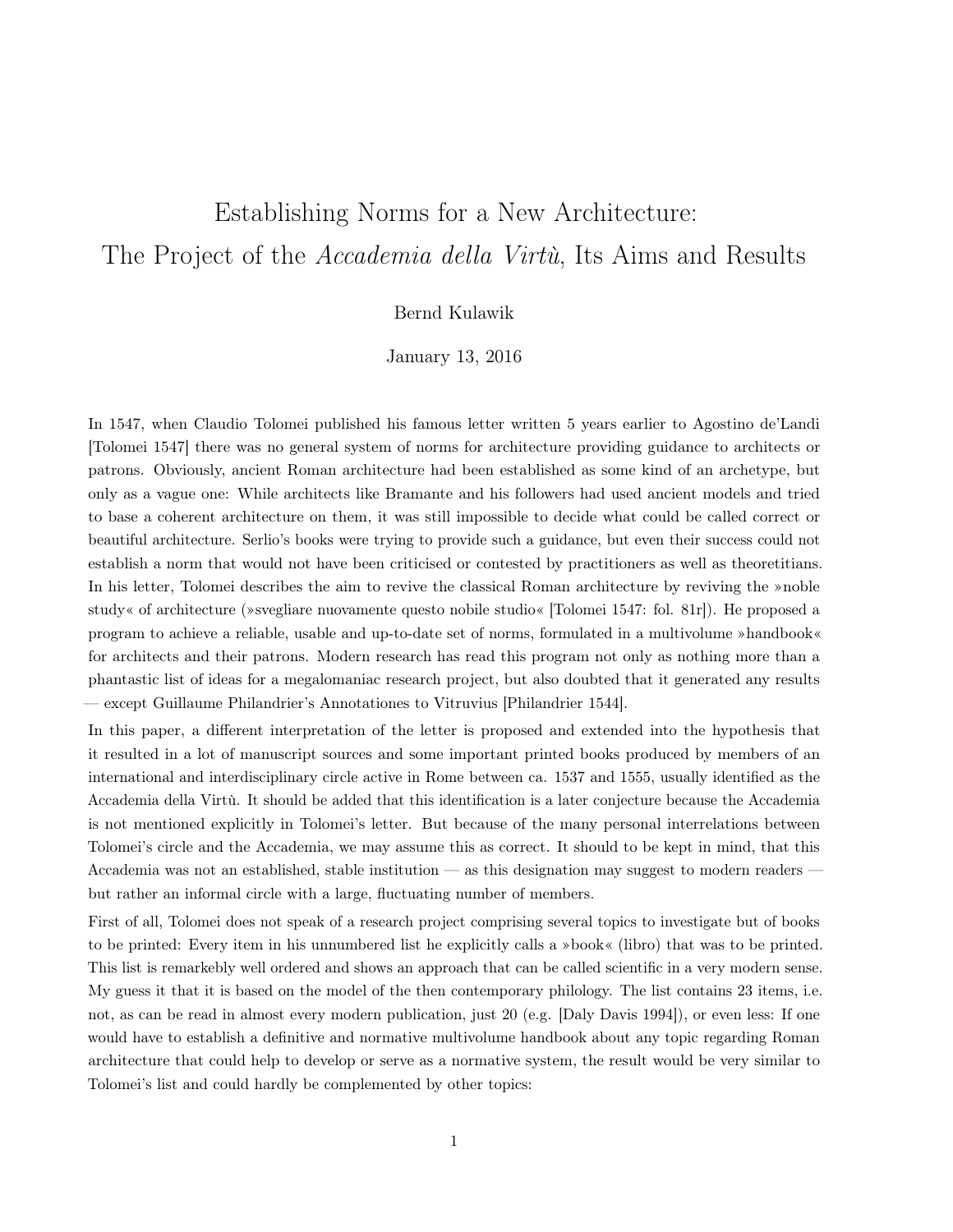# Establishing Norms for a New Architecture: The Project of the *Accademia della Virtù*, Its Aims and Results

Bernd Kulawik

January 13, 2016

In 1547, when Claudio Tolomei published his famous letter written 5 years earlier to Agostino de'Landi [Tolomei 1547] there was no general system of norms for architecture providing guidance to architects or patrons. Obviously, ancient Roman architecture had been established as some kind of an archetype, but only as a vague one: While architects like Bramante and his followers had used ancient models and tried to base a coherent architecture on them, it was still impossible to decide what could be called correct or beautiful architecture. Serlio's books were trying to provide such a guidance, but even their success could not establish a norm that would not have been criticised or contested by practitioners as well as theoretitians. In his letter, Tolomei describes the aim to revive the classical Roman architecture by reviving the »noble study« of architecture (»svegliare nuovamente questo nobile studio« [Tolomei 1547: fol. 81r]). He proposed a program to achieve a reliable, usable and up-to-date set of norms, formulated in a multivolume »handbook« for architects and their patrons. Modern research has read this program not only as nothing more than a phantastic list of ideas for a megalomaniac research project, but also doubted that it generated any results — except Guillaume Philandrier's Annotationes to Vitruvius [Philandrier 1544].

In this paper, a different interpretation of the letter is proposed and extended into the hypothesis that it resulted in a lot of manuscript sources and some important printed books produced by members of an international and interdisciplinary circle active in Rome between ca. 1537 and 1555, usually identified as the Accademia della Virtù. It should be added that this identification is a later conjecture because the Accademia is not mentioned explicitly in Tolomei's letter. But because of the many personal interrelations between Tolomei's circle and the Accademia, we may assume this as correct. It should to be kept in mind, that this Accademia was not an established, stable institution — as this designation may suggest to modern readers — but rather an informal circle with a large, fluctuating number of members.

First of all, Tolomei does not speak of a research project comprising several topics to investigate but of books to be printed: Every item in his unnumbered list he explicitly calls a »book« (libro) that was to be printed. This list is remarkebly well ordered and shows an approach that can be called scientific in a very modern sense. My guess it that it is based on the model of the then contemporary philology. The list contains 23 items, i.e. not, as can be read in almost every modern publication, just 20 (e.g. [Daly Davis 1994]), or even less: If one would have to establish a definitive and normative multivolume handbook about any topic regarding Roman architecture that could help to develop or serve as a normative system, the result would be very similar to Tolomei's list and could hardly be complemented by other topics: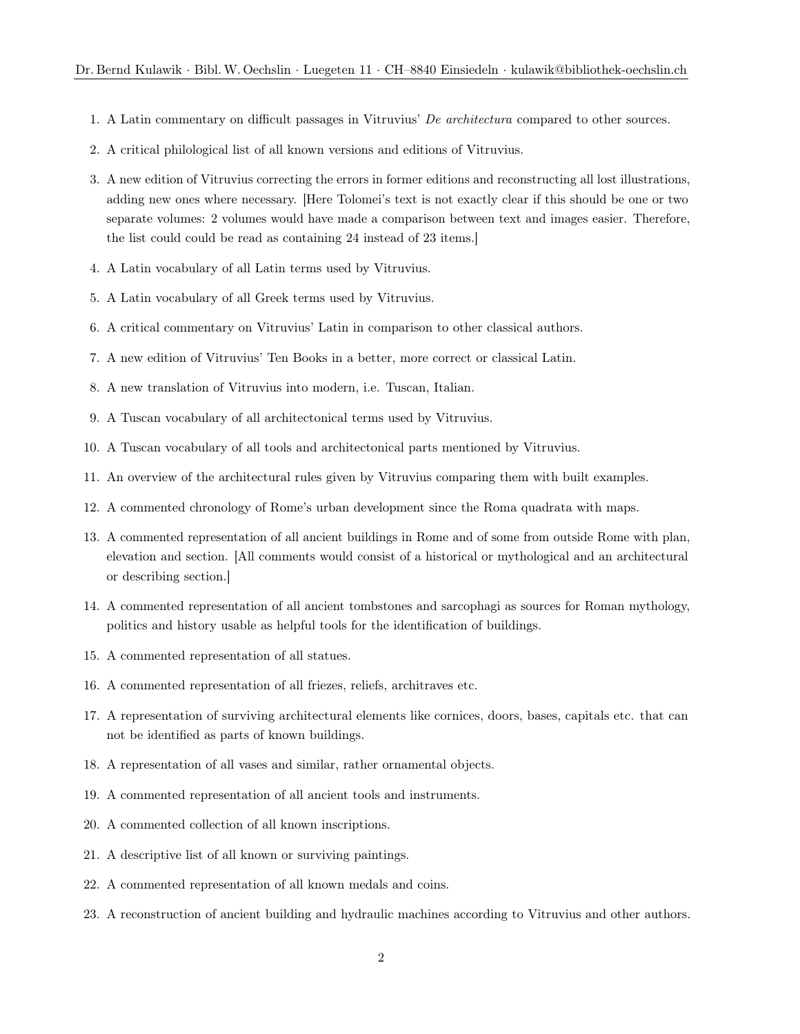1. A Latin commentary on difficult passages in Vitruvius' *De architectura* compared to other sources.
2. A critical philological list of all known versions and editions of Vitruvius.
3. A new edition of Vitruvius correcting the errors in former editions and reconstructing all lost illustrations, adding new ones where necessary. [Here Tolomei's text is not exactly clear if this should be one or two separate volumes: 2 volumes would have made a comparison between text and images easier. Therefore, the list could could be read as containing 24 instead of 23 items.]
4. A Latin vocabulary of all Latin terms used by Vitruvius.
5. A Latin vocabulary of all Greek terms used by Vitruvius.
6. A critical commentary on Vitruvius' Latin in comparison to other classical authors.
7. A new edition of Vitruvius' Ten Books in a better, more correct or classical Latin.
8. A new translation of Vitruvius into modern, i.e. Tuscan, Italian.
9. A Tuscan vocabulary of all architectonical terms used by Vitruvius.
10. A Tuscan vocabulary of all tools and architectonical parts mentioned by Vitruvius.
11. An overview of the architectural rules given by Vitruvius comparing them with built examples.
12. A commented chronology of Rome's urban development since the Roma quadrata with maps.
13. A commented representation of all ancient buildings in Rome and of some from outside Rome with plan, elevation and section. [All comments would consist of a historical or mythological and an architectural or describing section.]
14. A commented representation of all ancient tombstones and sarcophagi as sources for Roman mythology, politics and history usable as helpful tools for the identification of buildings.
15. A commented representation of all statues.
16. A commented representation of all friezes, reliefs, architraves etc.
17. A representation of surviving architectural elements like cornices, doors, bases, capitals etc. that can not be identified as parts of known buildings.
18. A representation of all vases and similar, rather ornamental objects.
19. A commented representation of all ancient tools and instruments.
20. A commented collection of all known inscriptions.
21. A descriptive list of all known or surviving paintings.
22. A commented representation of all known medals and coins.
23. A reconstruction of ancient building and hydraulic machines according to Vitruvius and other authors.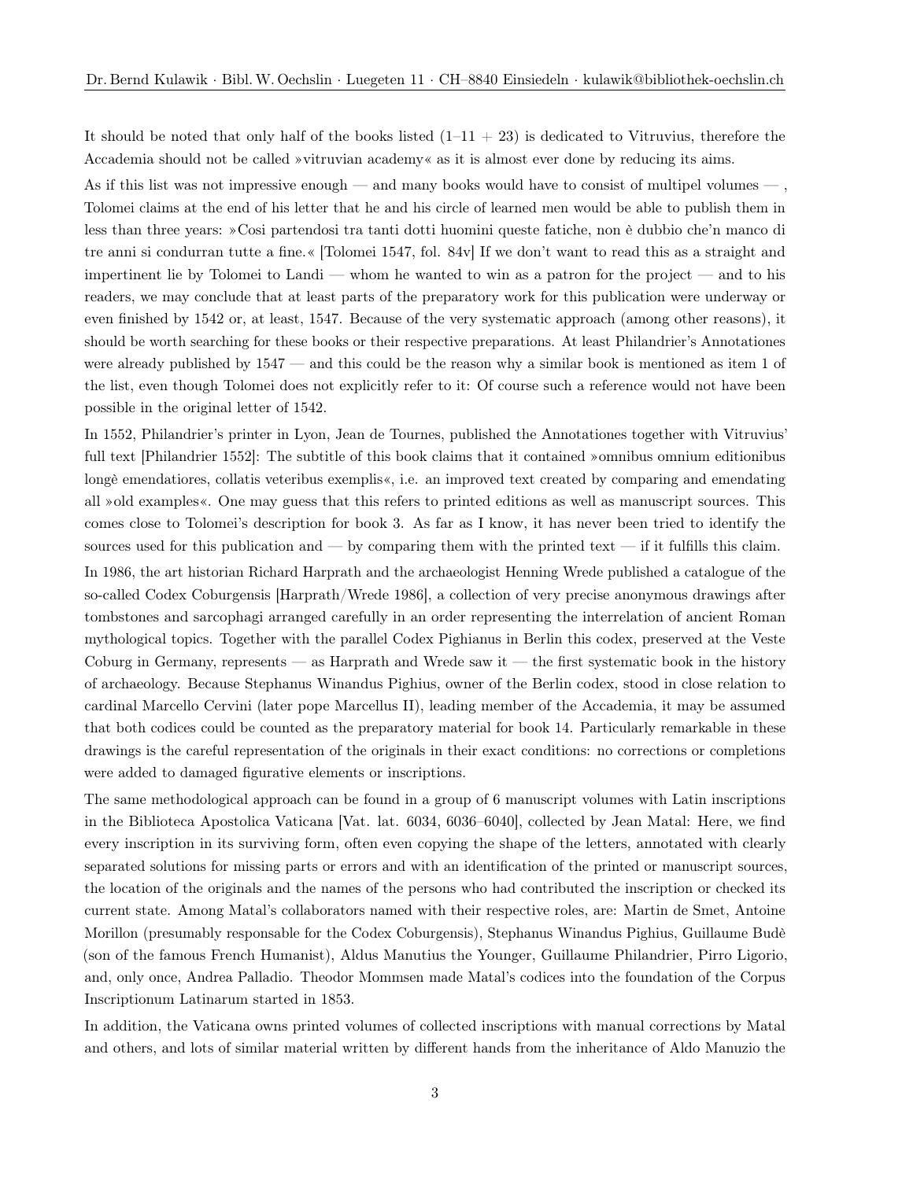It should be noted that only half of the books listed (1–11 + 23) is dedicated to Vitruvius, therefore the Accademia should not be called »vitruvian academy« as it is almost ever done by reducing its aims.

As if this list was not impressive enough — and many books would have to consist of multipel volumes — , Tolomei claims at the end of his letter that he and his circle of learned men would be able to publish them in less than three years: »Cosi partendosi tra tanti dotti huomini queste fatiche, non è dubbio che'n manco di tre anni si condurran tutte a fine.« [Tolomei 1547, fol. 84v] If we don't want to read this as a straight and impertinent lie by Tolomei to Landi — whom he wanted to win as a patron for the project — and to his readers, we may conclude that at least parts of the preparatory work for this publication were underway or even finished by 1542 or, at least, 1547. Because of the very systematic approach (among other reasons), it should be worth searching for these books or their respective preparations. At least Philandrier's Annotationes were already published by 1547 — and this could be the reason why a similar book is mentioned as item 1 of the list, even though Tolomei does not explicitly refer to it: Of course such a reference would not have been possible in the original letter of 1542.

In 1552, Philandrier's printer in Lyon, Jean de Tournes, published the Annotationes together with Vitruvius' full text [Philandrier 1552]: The subtitle of this book claims that it contained »omnibus omnium editionibus longè emendatiores, collatis veteribus exemplis«, i.e. an improved text created by comparing and emendating all »old examples«. One may guess that this refers to printed editions as well as manuscript sources. This comes close to Tolomei's description for book 3. As far as I know, it has never been tried to identify the sources used for this publication and — by comparing them with the printed text — if it fulfills this claim.

In 1986, the art historian Richard Harprath and the archaeologist Henning Wrede published a catalogue of the so-called Codex Coburgensis [Harprath/Wrede 1986], a collection of very precise anonymous drawings after tombstones and sarcophagi arranged carefully in an order representing the interrelation of ancient Roman mythological topics. Together with the parallel Codex Pighianus in Berlin this codex, preserved at the Veste Coburg in Germany, represents — as Harprath and Wrede saw it — the first systematic book in the history of archaeology. Because Stephanus Winandus Pighius, owner of the Berlin codex, stood in close relation to cardinal Marcello Cervini (later pope Marcellus II), leading member of the Accademia, it may be assumed that both codices could be counted as the preparatory material for book 14. Particularly remarkable in these drawings is the careful representation of the originals in their exact conditions: no corrections or completions were added to damaged figurative elements or inscriptions.

The same methodological approach can be found in a group of 6 manuscript volumes with Latin inscriptions in the Biblioteca Apostolica Vaticana [Vat. lat. 6034, 6036–6040], collected by Jean Matal: Here, we find every inscription in its surviving form, often even copying the shape of the letters, annotated with clearly separated solutions for missing parts or errors and with an identification of the printed or manuscript sources, the location of the originals and the names of the persons who had contributed the inscription or checked its current state. Among Matal's collaborators named with their respective roles, are: Martin de Smet, Antoine Morillon (presumably responsable for the Codex Coburgensis), Stephanus Winandus Pighius, Guillaume Budè (son of the famous French Humanist), Aldus Manutius the Younger, Guillaume Philandrier, Pirro Ligorio, and, only once, Andrea Palladio. Theodor Mommsen made Matal's codices into the foundation of the Corpus Inscriptionum Latinarum started in 1853.

In addition, the Vaticana owns printed volumes of collected inscriptions with manual corrections by Matal and others, and lots of similar material written by different hands from the inheritance of Aldo Manuzio the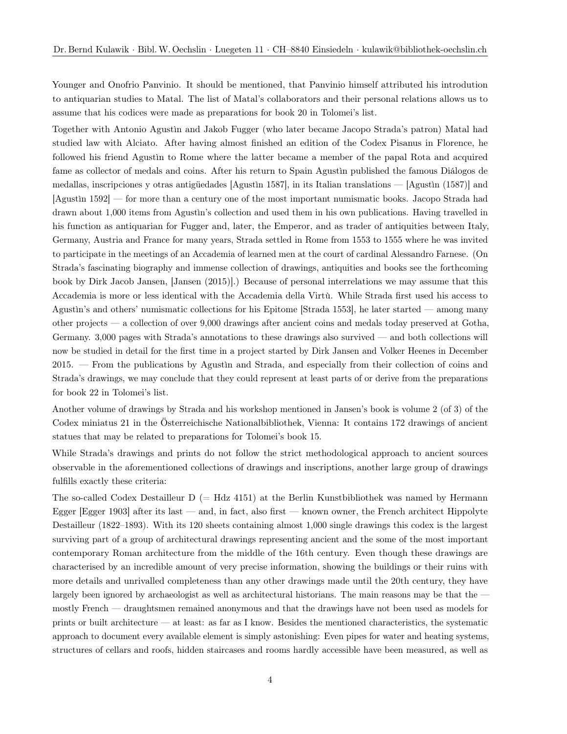Younger and Onofrio Panvinio. It should be mentioned, that Panvinio himself attributed his introdution to antiquarian studies to Matal. The list of Matal's collaborators and their personal relations allows us to assume that his codices were made as preparations for book 20 in Tolomei's list.

Together with Antonio Agustìn and Jakob Fugger (who later became Jacopo Strada's patron) Matal had studied law with Alciato. After having almost finished an edition of the Codex Pisanus in Florence, he followed his friend Agustìn to Rome where the latter became a member of the papal Rota and acquired fame as collector of medals and coins. After his return to Spain Agustìn published the famous Diálogos de medallas, inscripciones y otras antigüedades [Agustìn 1587], in its Italian translations — [Agustìn (1587)] and [Agustìn 1592] — for more than a century one of the most important numismatic books. Jacopo Strada had drawn about 1,000 items from Agustìn's collection and used them in his own publications. Having travelled in his function as antiquarian for Fugger and, later, the Emperor, and as trader of antiquities between Italy, Germany, Austria and France for many years, Strada settled in Rome from 1553 to 1555 where he was invited to participate in the meetings of an Accademia of learned men at the court of cardinal Alessandro Farnese. (On Strada's fascinating biography and immense collection of drawings, antiquities and books see the forthcoming book by Dirk Jacob Jansen, [Jansen (2015)].) Because of personal interrelations we may assume that this Accademia is more or less identical with the Accademia della Virtù. While Strada first used his access to Agustìn's and others' numismatic collections for his Epitome [Strada 1553], he later started — among many other projects — a collection of over 9,000 drawings after ancient coins and medals today preserved at Gotha, Germany. 3,000 pages with Strada's annotations to these drawings also survived — and both collections will now be studied in detail for the first time in a project started by Dirk Jansen and Volker Heenes in December 2015. — From the publications by Agustìn and Strada, and especially from their collection of coins and Strada's drawings, we may conclude that they could represent at least parts of or derive from the preparations for book 22 in Tolomei's list.

Another volume of drawings by Strada and his workshop mentioned in Jansen's book is volume 2 (of 3) of the Codex miniatus 21 in the Österreichische Nationalbibliothek, Vienna: It contains 172 drawings of ancient statues that may be related to preparations for Tolomei's book 15.

While Strada's drawings and prints do not follow the strict methodological approach to ancient sources observable in the aforementioned collections of drawings and inscriptions, another large group of drawings fulfills exactly these criteria:

The so-called Codex Destailleur D (= Hdz 4151) at the Berlin Kunstbibliothek was named by Hermann Egger [Egger 1903] after its last — and, in fact, also first — known owner, the French architect Hippolyte Destailleur (1822–1893). With its 120 sheets containing almost 1,000 single drawings this codex is the largest surviving part of a group of architectural drawings representing ancient and the some of the most important contemporary Roman architecture from the middle of the 16th century. Even though these drawings are characterised by an incredible amount of very precise information, showing the buildings or their ruins with more details and unrivalled completeness than any other drawings made until the 20th century, they have largely been ignored by archaeologist as well as architectural historians. The main reasons may be that the — mostly French — draughtsmen remained anonymous and that the drawings have not been used as models for prints or built architecture — at least: as far as I know. Besides the mentioned characteristics, the systematic approach to document every available element is simply astonishing: Even pipes for water and heating systems, structures of cellars and roofs, hidden staircases and rooms hardly accessible have been measured, as well as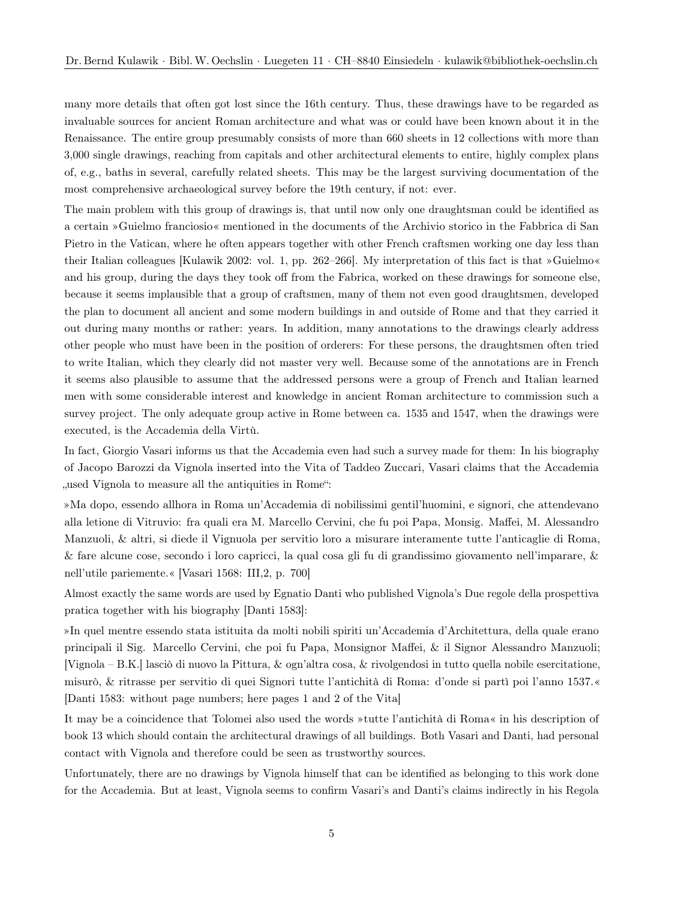many more details that often got lost since the 16th century. Thus, these drawings have to be regarded as invaluable sources for ancient Roman architecture and what was or could have been known about it in the Renaissance. The entire group presumably consists of more than 660 sheets in 12 collections with more than 3,000 single drawings, reaching from capitals and other architectural elements to entire, highly complex plans of, e.g., baths in several, carefully related sheets. This may be the largest surviving documentation of the most comprehensive archaeological survey before the 19th century, if not: ever.

The main problem with this group of drawings is, that until now only one draughtsman could be identified as a certain »Guielmo franciosio« mentioned in the documents of the Archivio storico in the Fabbrica di San Pietro in the Vatican, where he often appears together with other French craftsmen working one day less than their Italian colleagues [Kulawik 2002: vol. 1, pp. 262–266]. My interpretation of this fact is that »Guielmo« and his group, during the days they took off from the Fabrica, worked on these drawings for someone else, because it seems implausible that a group of craftsmen, many of them not even good draughtsmen, developed the plan to document all ancient and some modern buildings in and outside of Rome and that they carried it out during many months or rather: years. In addition, many annotations to the drawings clearly address other people who must have been in the position of orderers: For these persons, the draughtsmen often tried to write Italian, which they clearly did not master very well. Because some of the annotations are in French it seems also plausible to assume that the addressed persons were a group of French and Italian learned men with some considerable interest and knowledge in ancient Roman architecture to commission such a survey project. The only adequate group active in Rome between ca. 1535 and 1547, when the drawings were executed, is the Accademia della Virtù.

In fact, Giorgio Vasari informs us that the Accademia even had such a survey made for them: In his biography of Jacopo Barozzi da Vignola inserted into the Vita of Taddeo Zuccari, Vasari claims that the Accademia „used Vignola to measure all the antiquities in Rome":

»Ma dopo, essendo allhora in Roma un'Accademia di nobilissimi gentil'huomini, e signori, che attendevano alla letione di Vitruvio: fra quali era M. Marcello Cervini, che fu poi Papa, Monsig. Maffei, M. Alessandro Manzuoli, & altri, si diede il Vignuola per servitio loro a misurare interamente tutte l'anticaglie di Roma, & fare alcune cose, secondo i loro capricci, la qual cosa gli fu di grandissimo giovamento nell'imparare, & nell'utile pariemente.« [Vasari 1568: III,2, p. 700]

Almost exactly the same words are used by Egnatio Danti who published Vignola's Due regole della prospettiva pratica together with his biography [Danti 1583]:

»In quel mentre essendo stata istituita da molti nobili spiriti un'Accademia d'Architettura, della quale erano principali il Sig. Marcello Cervini, che poi fu Papa, Monsignor Maffei, & il Signor Alessandro Manzuoli; [Vignola – B.K.] lasciò di nuovo la Pittura, & ogn'altra cosa, & rivolgendosi in tutto quella nobile esercitatione, misurò, & ritrasse per servitio di quei Signori tutte l'antichità di Roma: d'onde si partì poi l'anno 1537.« [Danti 1583: without page numbers; here pages 1 and 2 of the Vita]

It may be a coincidence that Tolomei also used the words »tutte l'antichità di Roma« in his description of book 13 which should contain the architectural drawings of all buildings. Both Vasari and Danti, had personal contact with Vignola and therefore could be seen as trustworthy sources.

Unfortunately, there are no drawings by Vignola himself that can be identified as belonging to this work done for the Accademia. But at least, Vignola seems to confirm Vasari's and Danti's claims indirectly in his Regola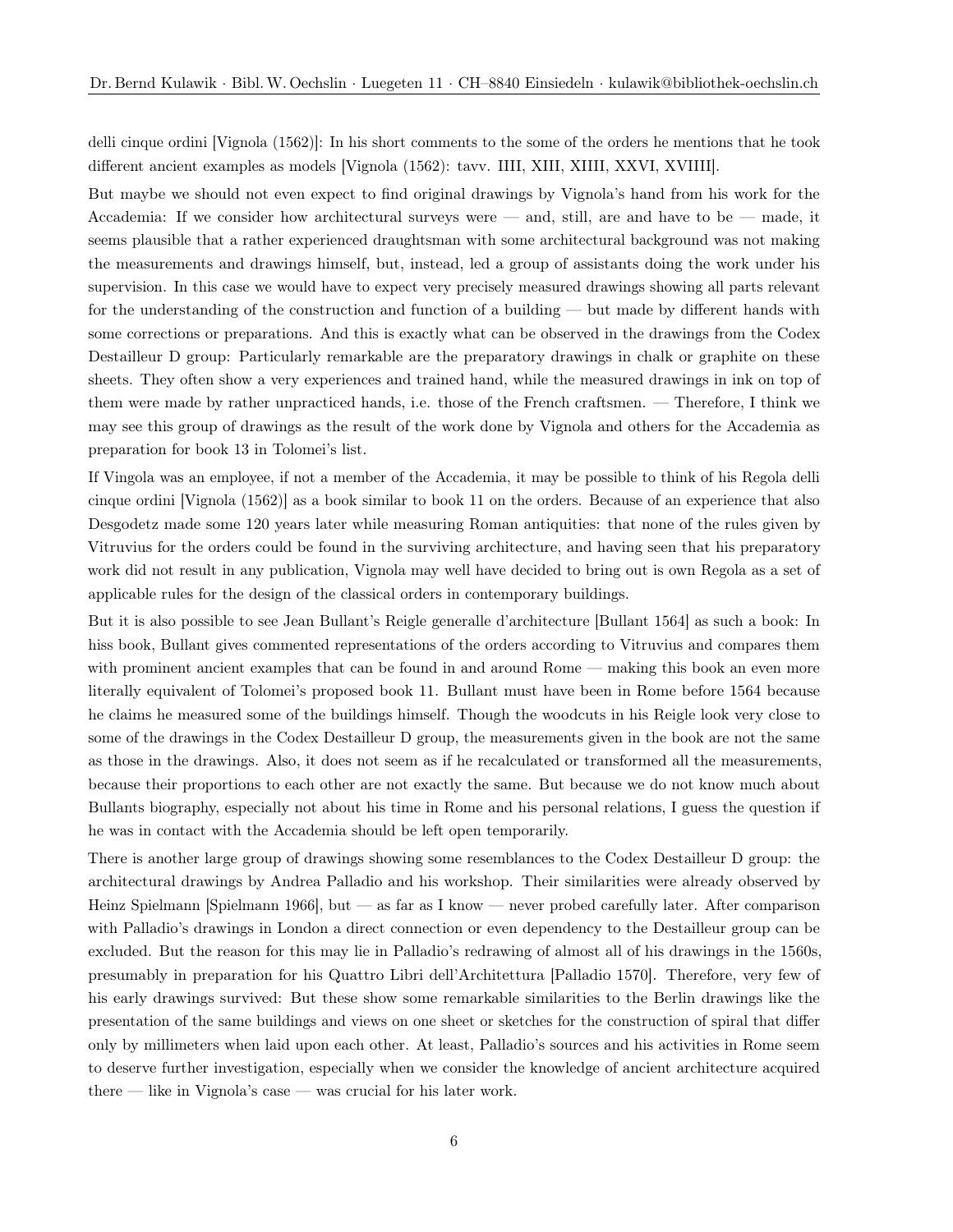delli cinque ordini [Vignola (1562)]: In his short comments to the some of the orders he mentions that he took different ancient examples as models [Vignola (1562): tavv. IIII, XIII, XIIII, XXVI, XVIIII].

But maybe we should not even expect to find original drawings by Vignola's hand from his work for the Accademia: If we consider how architectural surveys were — and, still, are and have to be — made, it seems plausible that a rather experienced draughtsman with some architectural background was not making the measurements and drawings himself, but, instead, led a group of assistants doing the work under his supervision. In this case we would have to expect very precisely measured drawings showing all parts relevant for the understanding of the construction and function of a building — but made by different hands with some corrections or preparations. And this is exactly what can be observed in the drawings from the Codex Destailleur D group: Particularly remarkable are the preparatory drawings in chalk or graphite on these sheets. They often show a very experiences and trained hand, while the measured drawings in ink on top of them were made by rather unpracticed hands, i.e. those of the French craftsmen. — Therefore, I think we may see this group of drawings as the result of the work done by Vignola and others for the Accademia as preparation for book 13 in Tolomei's list.

If Vingola was an employee, if not a member of the Accademia, it may be possible to think of his Regola delli cinque ordini [Vignola (1562)] as a book similar to book 11 on the orders. Because of an experience that also Desgodetz made some 120 years later while measuring Roman antiquities: that none of the rules given by Vitruvius for the orders could be found in the surviving architecture, and having seen that his preparatory work did not result in any publication, Vignola may well have decided to bring out is own Regola as a set of applicable rules for the design of the classical orders in contemporary buildings.

But it is also possible to see Jean Bullant's Reigle generalle d'architecture [Bullant 1564] as such a book: In hiss book, Bullant gives commented representations of the orders according to Vitruvius and compares them with prominent ancient examples that can be found in and around Rome — making this book an even more literally equivalent of Tolomei's proposed book 11. Bullant must have been in Rome before 1564 because he claims he measured some of the buildings himself. Though the woodcuts in his Reigle look very close to some of the drawings in the Codex Destailleur D group, the measurements given in the book are not the same as those in the drawings. Also, it does not seem as if he recalculated or transformed all the measurements, because their proportions to each other are not exactly the same. But because we do not know much about Bullants biography, especially not about his time in Rome and his personal relations, I guess the question if he was in contact with the Accademia should be left open temporarily.

There is another large group of drawings showing some resemblances to the Codex Destailleur D group: the architectural drawings by Andrea Palladio and his workshop. Their similarities were already observed by Heinz Spielmann [Spielmann 1966], but — as far as I know — never probed carefully later. After comparison with Palladio's drawings in London a direct connection or even dependency to the Destailleur group can be excluded. But the reason for this may lie in Palladio's redrawing of almost all of his drawings in the 1560s, presumably in preparation for his Quattro Libri dell'Architettura [Palladio 1570]. Therefore, very few of his early drawings survived: But these show some remarkable similarities to the Berlin drawings like the presentation of the same buildings and views on one sheet or sketches for the construction of spiral that differ only by millimeters when laid upon each other. At least, Palladio's sources and his activities in Rome seem to deserve further investigation, especially when we consider the knowledge of ancient architecture acquired there — like in Vignola's case — was crucial for his later work.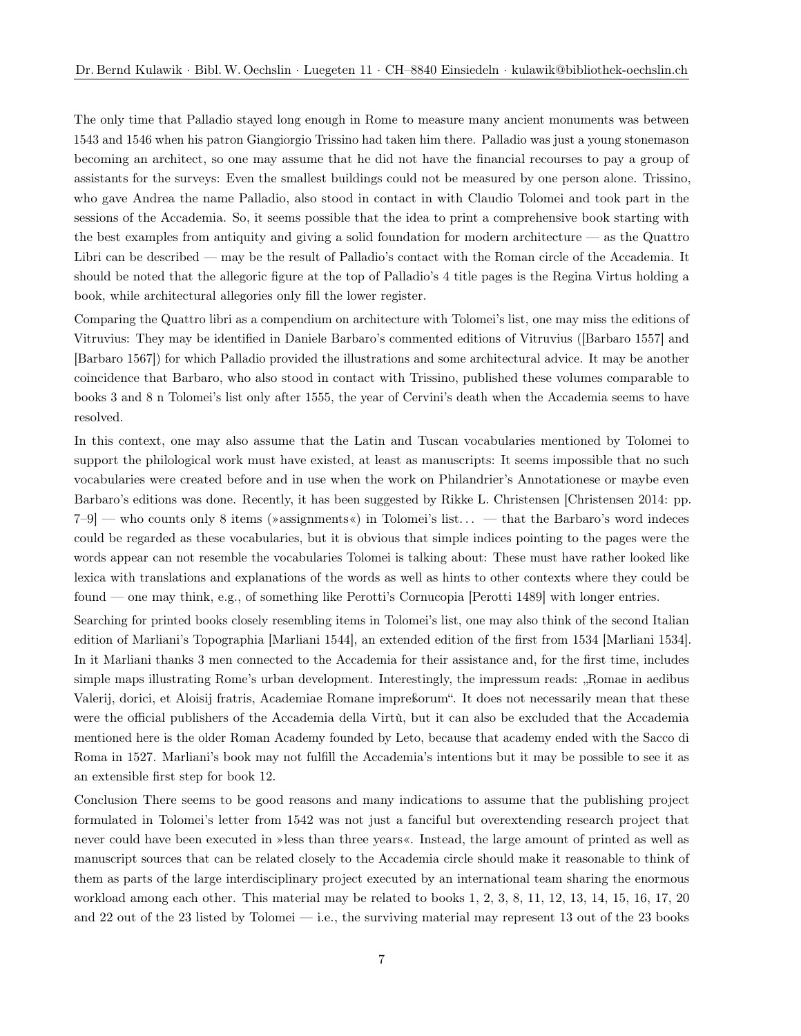The only time that Palladio stayed long enough in Rome to measure many ancient monuments was between 1543 and 1546 when his patron Giangiorgio Trissino had taken him there. Palladio was just a young stonemason becoming an architect, so one may assume that he did not have the financial recourses to pay a group of assistants for the surveys: Even the smallest buildings could not be measured by one person alone. Trissino, who gave Andrea the name Palladio, also stood in contact in with Claudio Tolomei and took part in the sessions of the Accademia. So, it seems possible that the idea to print a comprehensive book starting with the best examples from antiquity and giving a solid foundation for modern architecture — as the Quattro Libri can be described — may be the result of Palladio's contact with the Roman circle of the Accademia. It should be noted that the allegoric figure at the top of Palladio's 4 title pages is the Regina Virtus holding a book, while architectural allegories only fill the lower register.

Comparing the Quattro libri as a compendium on architecture with Tolomei's list, one may miss the editions of Vitruvius: They may be identified in Daniele Barbaro's commented editions of Vitruvius ([Barbaro 1557] and [Barbaro 1567]) for which Palladio provided the illustrations and some architectural advice. It may be another coincidence that Barbaro, who also stood in contact with Trissino, published these volumes comparable to books 3 and 8 n Tolomei's list only after 1555, the year of Cervini's death when the Accademia seems to have resolved.

In this context, one may also assume that the Latin and Tuscan vocabularies mentioned by Tolomei to support the philological work must have existed, at least as manuscripts: It seems impossible that no such vocabularies were created before and in use when the work on Philandrier's Annotationese or maybe even Barbaro's editions was done. Recently, it has been suggested by Rikke L. Christensen [Christensen 2014: pp. 7–9] — who counts only 8 items (»assignments«) in Tolomei's list… — that the Barbaro's word indeces could be regarded as these vocabularies, but it is obvious that simple indices pointing to the pages were the words appear can not resemble the vocabularies Tolomei is talking about: These must have rather looked like lexica with translations and explanations of the words as well as hints to other contexts where they could be found — one may think, e.g., of something like Perotti's Cornucopia [Perotti 1489] with longer entries.

Searching for printed books closely resembling items in Tolomei's list, one may also think of the second Italian edition of Marliani's Topographia [Marliani 1544], an extended edition of the first from 1534 [Marliani 1534]. In it Marliani thanks 3 men connected to the Accademia for their assistance and, for the first time, includes simple maps illustrating Rome's urban development. Interestingly, the impressum reads: „Romae in aedibus Valerij, dorici, et Aloisij fratris, Academiae Romane impreßorum". It does not necessarily mean that these were the official publishers of the Accademia della Virtù, but it can also be excluded that the Accademia mentioned here is the older Roman Academy founded by Leto, because that academy ended with the Sacco di Roma in 1527. Marliani's book may not fulfill the Accademia's intentions but it may be possible to see it as an extensible first step for book 12.

**Conclusion** There seems to be good reasons and many indications to assume that the publishing project formulated in Tolomei's letter from 1542 was not just a fanciful but overextending research project that never could have been executed in »less than three years«. Instead, the large amount of printed as well as manuscript sources that can be related closely to the Accademia circle should make it reasonable to think of them as parts of the large interdisciplinary project executed by an international team sharing the enormous workload among each other. This material may be related to books 1, 2, 3, 8, 11, 12, 13, 14, 15, 16, 17, 20 and 22 out of the 23 listed by Tolomei — i.e., the surviving material may represent 13 out of the 23 books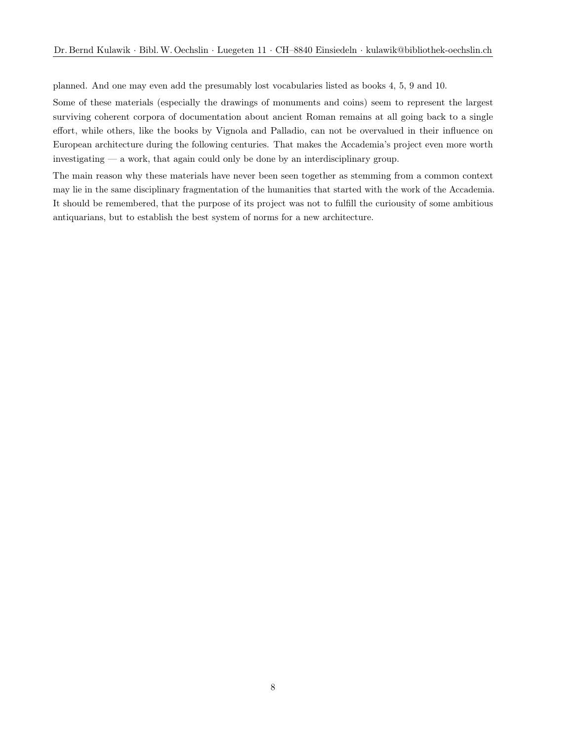planned. And one may even add the presumably lost vocabularies listed as books 4, 5, 9 and 10.

Some of these materials (especially the drawings of monuments and coins) seem to represent the largest surviving coherent corpora of documentation about ancient Roman remains at all going back to a single effort, while others, like the books by Vignola and Palladio, can not be overvalued in their influence on European architecture during the following centuries. That makes the Accademia's project even more worth investigating — a work, that again could only be done by an interdisciplinary group.

The main reason why these materials have never been seen together as stemming from a common context may lie in the same disciplinary fragmentation of the humanities that started with the work of the Accademia. It should be remembered, that the purpose of its project was not to fulfill the curiousity of some ambitious antiquarians, but to establish the best system of norms for a new architecture.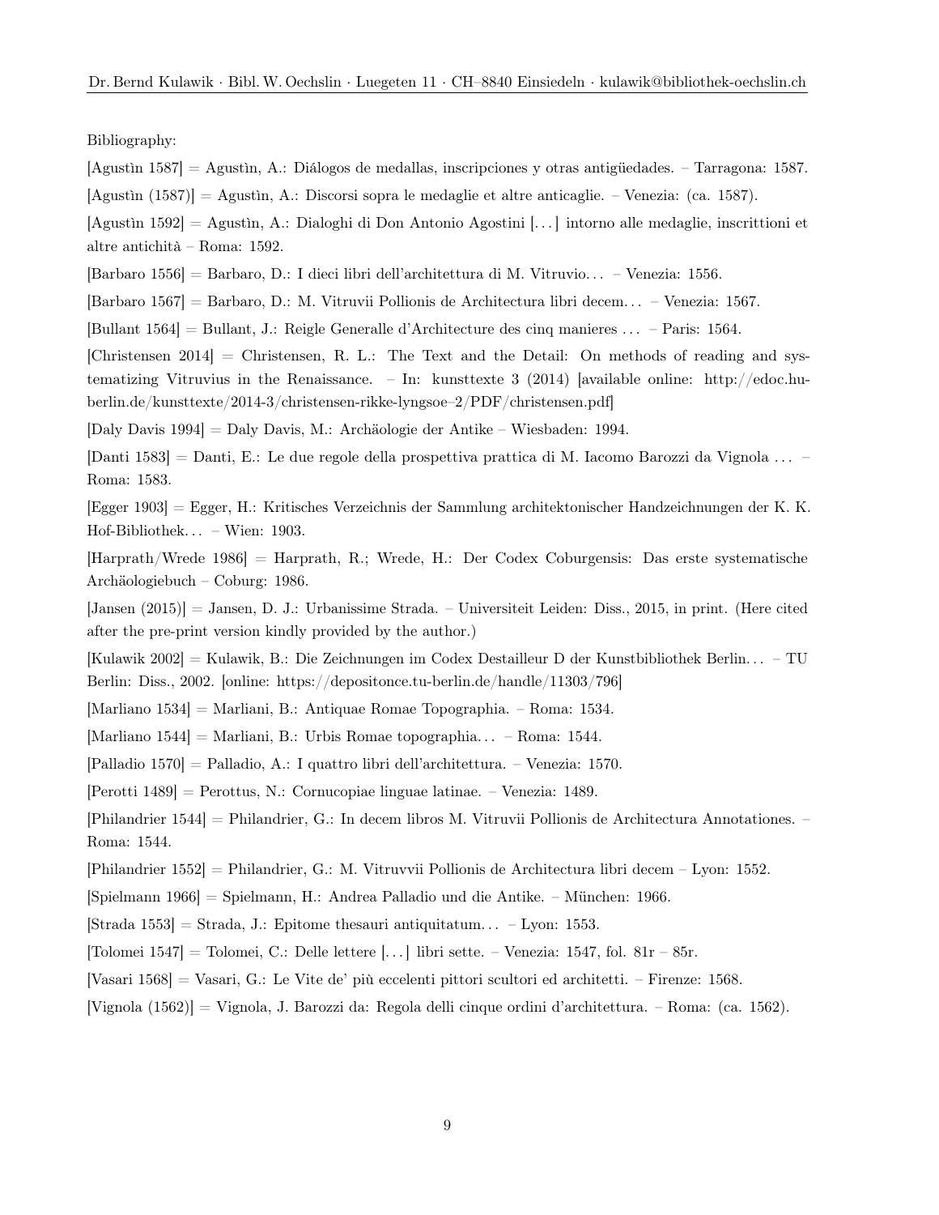Bibliography:

[Agustìn 1587] = Agustìn, A.: Diálogos de medallas, inscripciones y otras antigüedades. – Tarragona: 1587.

[Agustìn (1587)] = Agustìn, A.: Discorsi sopra le medaglie et altre anticaglie. – Venezia: (ca. 1587).

[Agustìn 1592] = Agustìn, A.: Dialoghi di Don Antonio Agostini [...] intorno alle medaglie, inscrittioni et altre antichità – Roma: 1592.

[Barbaro 1556] = Barbaro, D.: I dieci libri dell'architettura di M. Vitruvio... – Venezia: 1556.

[Barbaro 1567] = Barbaro, D.: M. Vitruvii Pollionis de Architectura libri decem... – Venezia: 1567.

[Bullant 1564] = Bullant, J.: Reigle Generalle d'Architecture des cinq manieres ... – Paris: 1564.

[Christensen 2014] = Christensen, R. L.: The Text and the Detail: On methods of reading and systematizing Vitruvius in the Renaissance. – In: kunsttexte 3 (2014) [available online: http://edoc.hu-berlin.de/kunsttexte/2014-3/christensen-rikke-lyngsoe–2/PDF/christensen.pdf]

[Daly Davis 1994] = Daly Davis, M.: Archäologie der Antike – Wiesbaden: 1994.

[Danti 1583] = Danti, E.: Le due regole della prospettiva prattica di M. Iacomo Barozzi da Vignola ... – Roma: 1583.

[Egger 1903] = Egger, H.: Kritisches Verzeichnis der Sammlung architektonischer Handzeichnungen der K. K. Hof-Bibliothek... – Wien: 1903.

[Harprath/Wrede 1986] = Harprath, R.; Wrede, H.: Der Codex Coburgensis: Das erste systematische Archäologiebuch – Coburg: 1986.

[Jansen (2015)] = Jansen, D. J.: Urbanissime Strada. – Universiteit Leiden: Diss., 2015, in print. (Here cited after the pre-print version kindly provided by the author.)

[Kulawik 2002] = Kulawik, B.: Die Zeichnungen im Codex Destailleur D der Kunstbibliothek Berlin... – TU Berlin: Diss., 2002. [online: https://depositonce.tu-berlin.de/handle/11303/796]

[Marliano 1534] = Marliani, B.: Antiquae Romae Topographia. – Roma: 1534.

[Marliano 1544] = Marliani, B.: Urbis Romae topographia... – Roma: 1544.

[Palladio 1570] = Palladio, A.: I quattro libri dell'architettura. – Venezia: 1570.

[Perotti 1489] = Perottus, N.: Cornucopiae linguae latinae. – Venezia: 1489.

[Philandrier 1544] = Philandrier, G.: In decem libros M. Vitruvii Pollionis de Architectura Annotationes. – Roma: 1544.

[Philandrier 1552] = Philandrier, G.: M. Vitruvvii Pollionis de Architectura libri decem – Lyon: 1552.

[Spielmann 1966] = Spielmann, H.: Andrea Palladio und die Antike. – München: 1966.

[Strada 1553] = Strada, J.: Epitome thesauri antiquitatum... – Lyon: 1553.

[Tolomei 1547] = Tolomei, C.: Delle lettere [...] libri sette. – Venezia: 1547, fol. 81r – 85r.

[Vasari 1568] = Vasari, G.: Le Vite de' più eccelenti pittori scultori ed architetti. – Firenze: 1568.

[Vignola (1562)] = Vignola, J. Barozzi da: Regola delli cinque ordini d'architettura. – Roma: (ca. 1562).